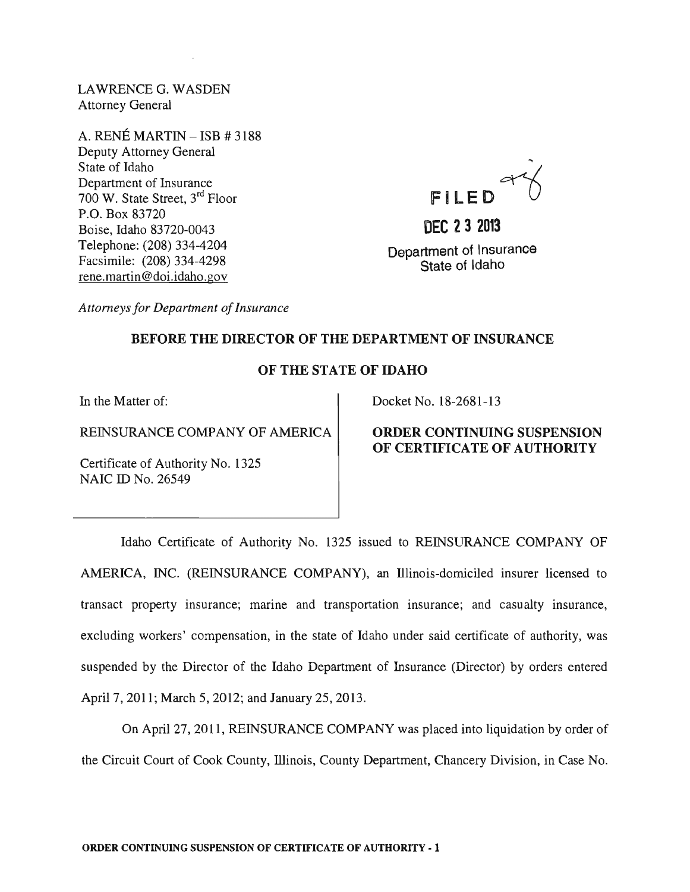LAWRENCE G. WASDEN
Attorney General

A. RENÉ MARTIN – ISB # 3188
Deputy Attorney General
State of Idaho
Department of Insurance
700 W. State Street, 3rd Floor
P.O. Box 83720
Boise, Idaho 83720-0043
Telephone: (208) 334-4204
Facsimile: (208) 334-4298
rene.martin@doi.idaho.gov

FILED

DEC 23 2013

Department of Insurance
State of Idaho

*Attorneys for Department of Insurance*

**BEFORE THE DIRECTOR OF THE DEPARTMENT OF INSURANCE**

**OF THE STATE OF IDAHO**

In the Matter of:

REINSURANCE COMPANY OF AMERICA

Certificate of Authority No. 1325
NAIC ID No. 26549

Docket No. 18-2681-13

**ORDER CONTINUING SUSPENSION OF CERTIFICATE OF AUTHORITY**

Idaho Certificate of Authority No. 1325 issued to REINSURANCE COMPANY OF AMERICA, INC. (REINSURANCE COMPANY), an Illinois-domiciled insurer licensed to transact property insurance; marine and transportation insurance; and casualty insurance, excluding workers' compensation, in the state of Idaho under said certificate of authority, was suspended by the Director of the Idaho Department of Insurance (Director) by orders entered April 7, 2011; March 5, 2012; and January 25, 2013.

On April 27, 2011, REINSURANCE COMPANY was placed into liquidation by order of the Circuit Court of Cook County, Illinois, County Department, Chancery Division, in Case No.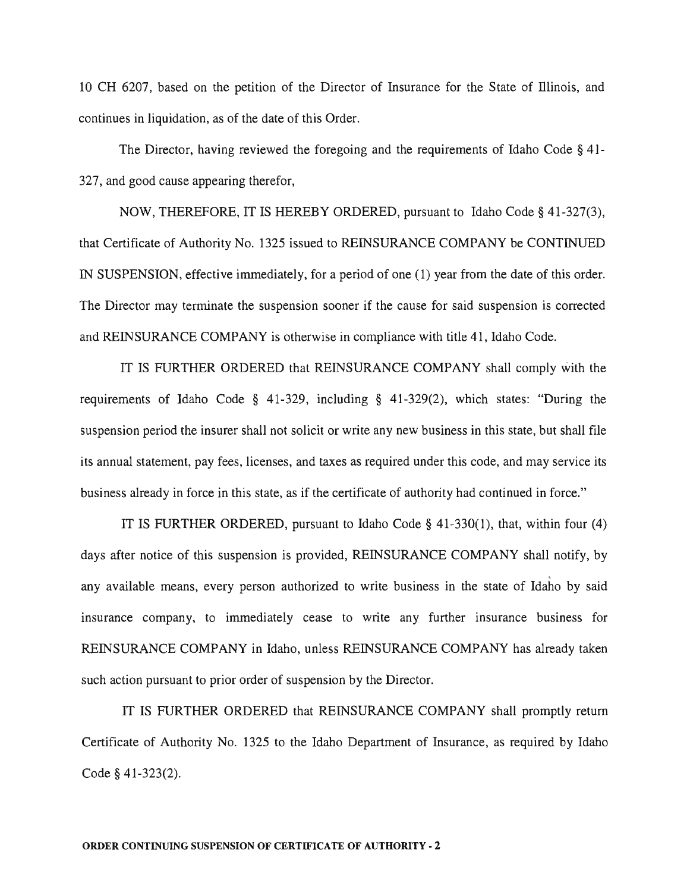10 CH 6207, based on the petition of the Director of Insurance for the State of Illinois, and continues in liquidation, as of the date of this Order.

The Director, having reviewed the foregoing and the requirements of Idaho Code § 41-327, and good cause appearing therefor,

NOW, THEREFORE, IT IS HEREBY ORDERED, pursuant to Idaho Code § 41-327(3), that Certificate of Authority No. 1325 issued to REINSURANCE COMPANY be CONTINUED IN SUSPENSION, effective immediately, for a period of one (1) year from the date of this order. The Director may terminate the suspension sooner if the cause for said suspension is corrected and REINSURANCE COMPANY is otherwise in compliance with title 41, Idaho Code.

IT IS FURTHER ORDERED that REINSURANCE COMPANY shall comply with the requirements of Idaho Code § 41-329, including § 41-329(2), which states: "During the suspension period the insurer shall not solicit or write any new business in this state, but shall file its annual statement, pay fees, licenses, and taxes as required under this code, and may service its business already in force in this state, as if the certificate of authority had continued in force."

IT IS FURTHER ORDERED, pursuant to Idaho Code § 41-330(1), that, within four (4) days after notice of this suspension is provided, REINSURANCE COMPANY shall notify, by any available means, every person authorized to write business in the state of Idaho by said insurance company, to immediately cease to write any further insurance business for REINSURANCE COMPANY in Idaho, unless REINSURANCE COMPANY has already taken such action pursuant to prior order of suspension by the Director.

IT IS FURTHER ORDERED that REINSURANCE COMPANY shall promptly return Certificate of Authority No. 1325 to the Idaho Department of Insurance, as required by Idaho Code § 41-323(2).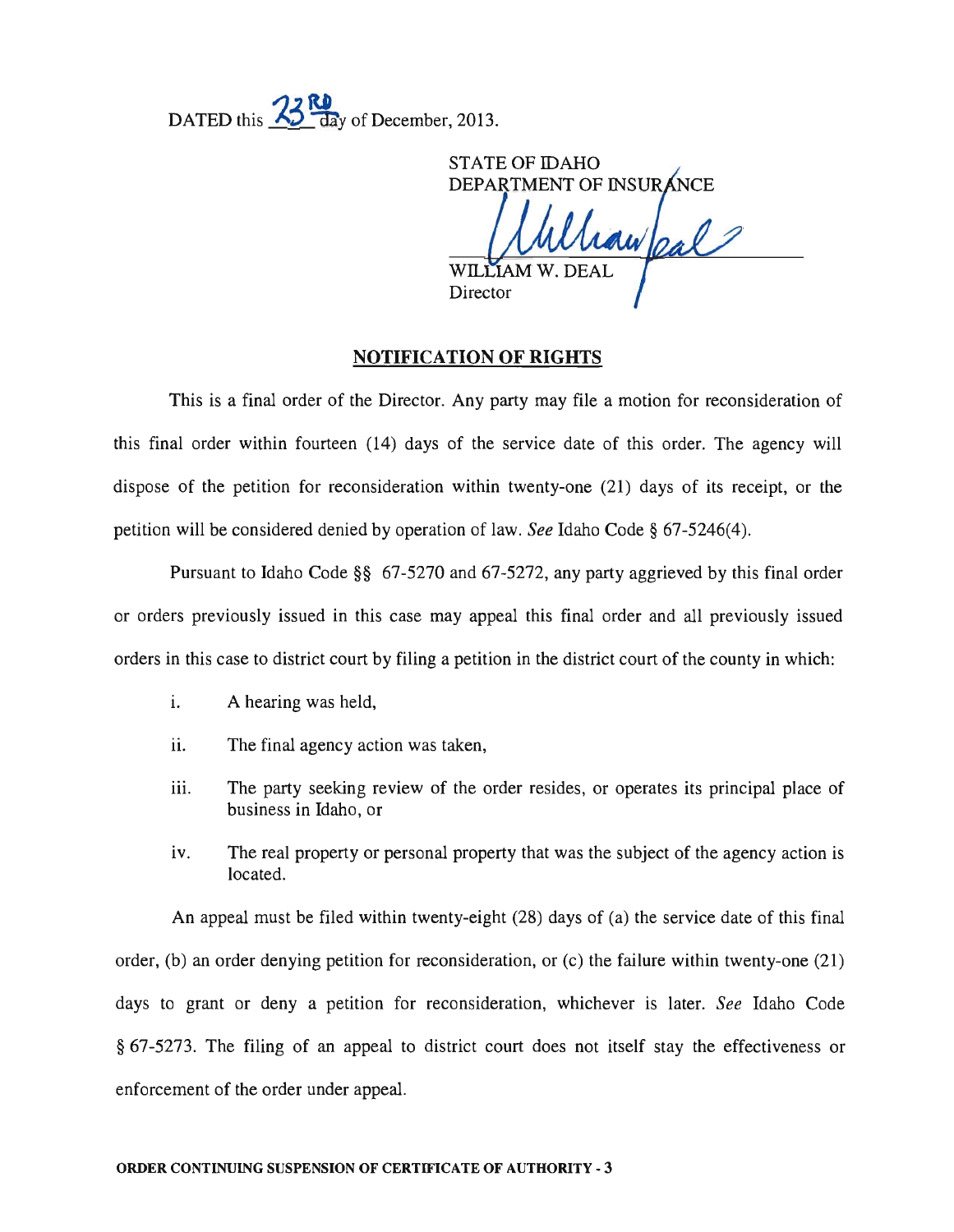DATED this 23RD day of December, 2013.

STATE OF IDAHO
DEPARTMENT OF INSURANCE

William Deal

WILLIAM W. DEAL
Director

## NOTIFICATION OF RIGHTS

This is a final order of the Director. Any party may file a motion for reconsideration of this final order within fourteen (14) days of the service date of this order. The agency will dispose of the petition for reconsideration within twenty-one (21) days of its receipt, or the petition will be considered denied by operation of law. *See* Idaho Code § 67-5246(4).

Pursuant to Idaho Code §§ 67-5270 and 67-5272, any party aggrieved by this final order or orders previously issued in this case may appeal this final order and all previously issued orders in this case to district court by filing a petition in the district court of the county in which:

i. A hearing was held,

ii. The final agency action was taken,

iii. The party seeking review of the order resides, or operates its principal place of business in Idaho, or

iv. The real property or personal property that was the subject of the agency action is located.

An appeal must be filed within twenty-eight (28) days of (a) the service date of this final order, (b) an order denying petition for reconsideration, or (c) the failure within twenty-one (21) days to grant or deny a petition for reconsideration, whichever is later. *See* Idaho Code § 67-5273. The filing of an appeal to district court does not itself stay the effectiveness or enforcement of the order under appeal.

**ORDER CONTINUING SUSPENSION OF CERTIFICATE OF AUTHORITY - 3**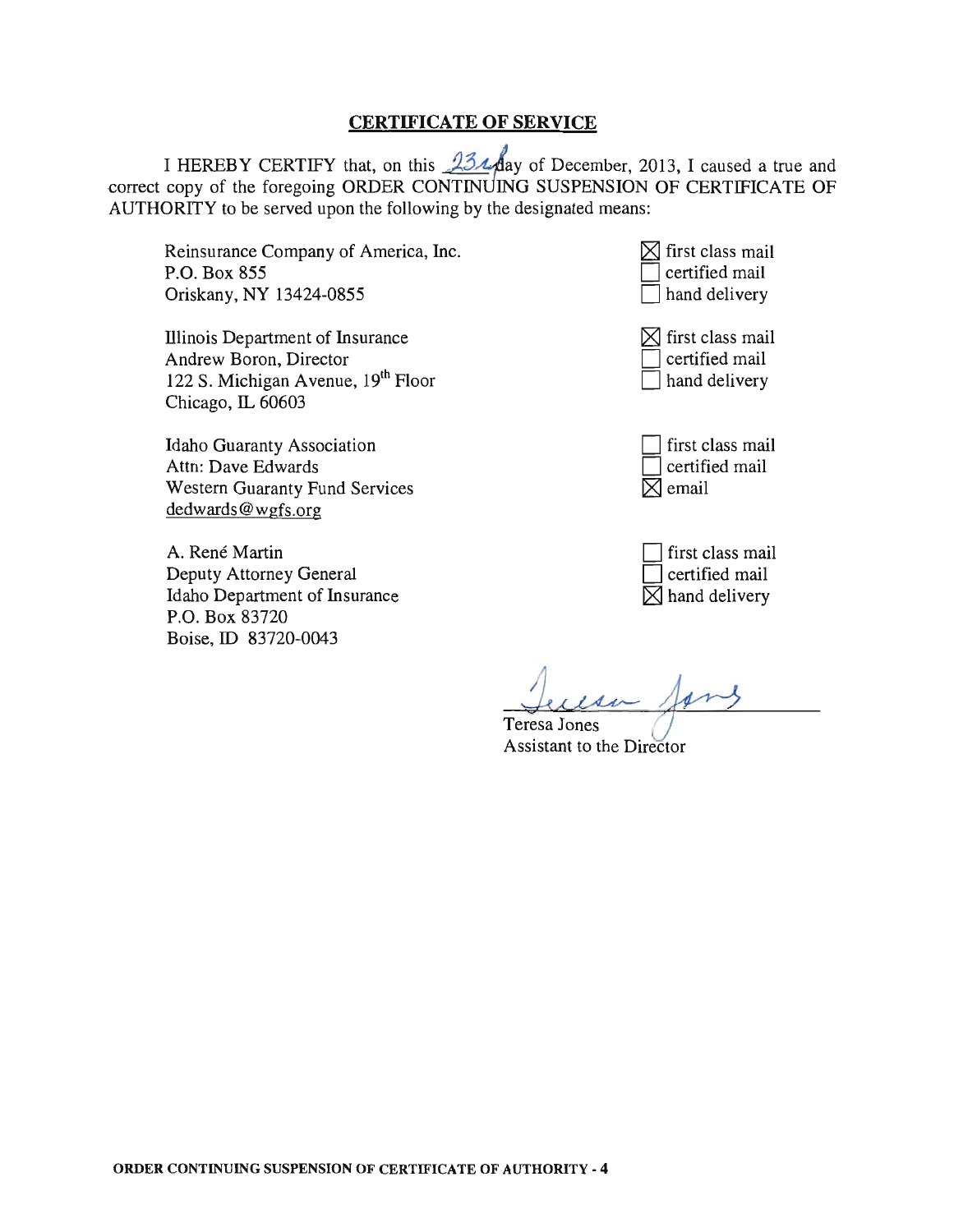## CERTIFICATE OF SERVICE

I HEREBY CERTIFY that, on this 23rd day of December, 2013, I caused a true and correct copy of the foregoing ORDER CONTINUING SUSPENSION OF CERTIFICATE OF AUTHORITY to be served upon the following by the designated means:

| | |
|---|---|
| Reinsurance Company of America, Inc.<br>P.O. Box 855<br>Oriskany, NY 13424-0855 | ☒ first class mail<br>☐ certified mail<br>☐ hand delivery |
| Illinois Department of Insurance<br>Andrew Boron, Director<br>122 S. Michigan Avenue, 19th Floor<br>Chicago, IL 60603 | ☒ first class mail<br>☐ certified mail<br>☐ hand delivery |
| Idaho Guaranty Association<br>Attn: Dave Edwards<br>Western Guaranty Fund Services<br>dedwards@wgfs.org | ☐ first class mail<br>☐ certified mail<br>☒ email |
| A. René Martin<br>Deputy Attorney General<br>Idaho Department of Insurance<br>P.O. Box 83720<br>Boise, ID 83720-0043 | ☐ first class mail<br>☐ certified mail<br>☒ hand delivery |

Teresa Jones
Assistant to the Director